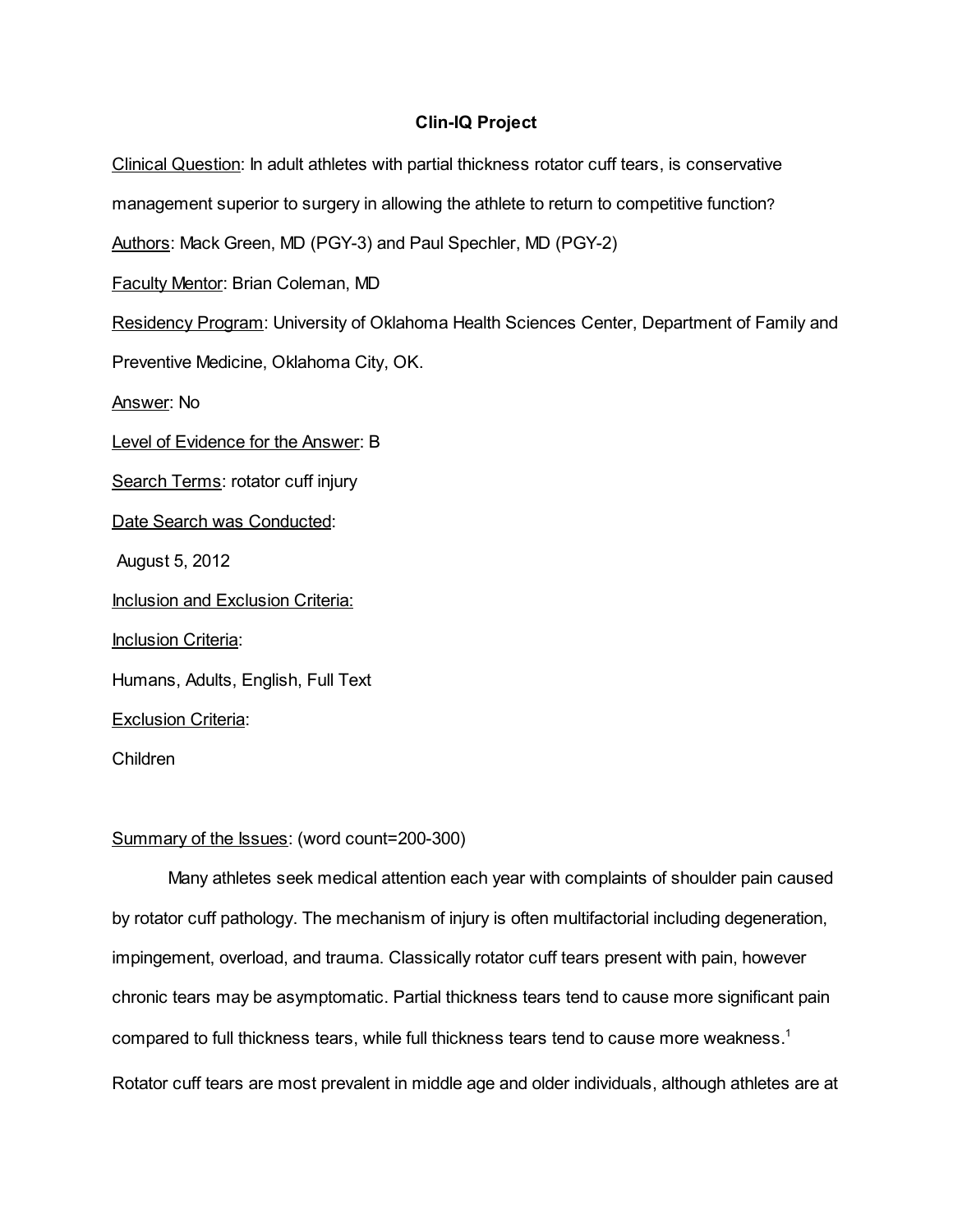# Clin-IQ Project

Clinical Question: In adult athletes with partial thickness rotator cuff tears, is conservative management superior to surgery in allowing the athlete to return to competitive function?

Authors: Mack Green, MD (PGY-3) and Paul Spechler, MD (PGY-2)

Faculty Mentor: Brian Coleman, MD

Residency Program: University of Oklahoma Health Sciences Center, Department of Family and Preventive Medicine, Oklahoma City, OK.

Answer: No

Level of Evidence for the Answer: B

Search Terms: rotator cuff injury

Date Search was Conducted:

August 5, 2012

Inclusion and Exclusion Criteria:

Inclusion Criteria:

Humans, Adults, English, Full Text

Exclusion Criteria:

Children

Summary of the Issues: (word count=200-300)

Many athletes seek medical attention each year with complaints of shoulder pain caused by rotator cuff pathology. The mechanism of injury is often multifactorial including degeneration, impingement, overload, and trauma. Classically rotator cuff tears present with pain, however chronic tears may be asymptomatic. Partial thickness tears tend to cause more significant pain compared to full thickness tears, while full thickness tears tend to cause more weakness.[1] Rotator cuff tears are most prevalent in middle age and older individuals, although athletes are at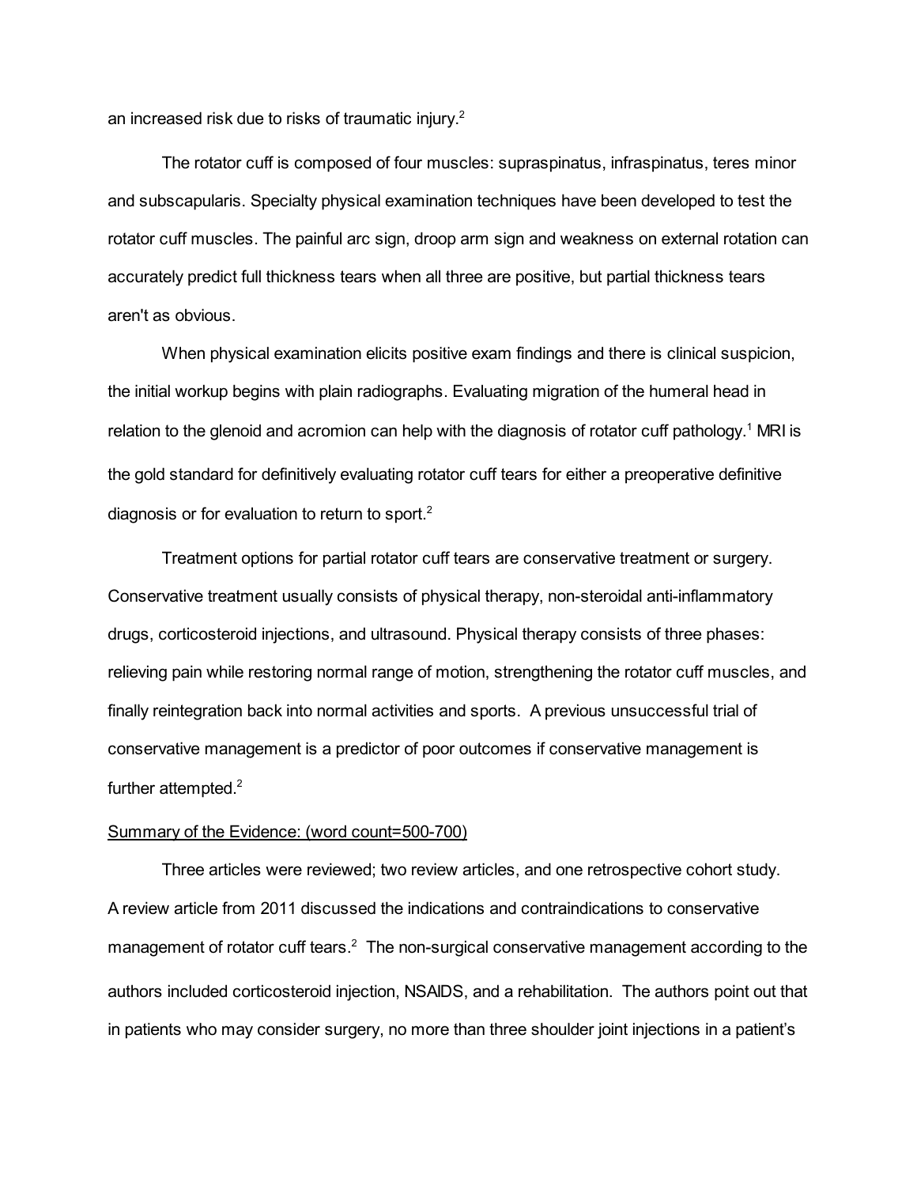an increased risk due to risks of traumatic injury.[2]

The rotator cuff is composed of four muscles: supraspinatus, infraspinatus, teres minor and subscapularis. Specialty physical examination techniques have been developed to test the rotator cuff muscles. The painful arc sign, droop arm sign and weakness on external rotation can accurately predict full thickness tears when all three are positive, but partial thickness tears aren't as obvious.

When physical examination elicits positive exam findings and there is clinical suspicion, the initial workup begins with plain radiographs. Evaluating migration of the humeral head in relation to the glenoid and acromion can help with the diagnosis of rotator cuff pathology.[1] MRI is the gold standard for definitively evaluating rotator cuff tears for either a preoperative definitive diagnosis or for evaluation to return to sport.[2]

Treatment options for partial rotator cuff tears are conservative treatment or surgery. Conservative treatment usually consists of physical therapy, non-steroidal anti-inflammatory drugs, corticosteroid injections, and ultrasound. Physical therapy consists of three phases: relieving pain while restoring normal range of motion, strengthening the rotator cuff muscles, and finally reintegration back into normal activities and sports. A previous unsuccessful trial of conservative management is a predictor of poor outcomes if conservative management is further attempted.[2]

<u>Summary of the Evidence: (word count=500-700)</u>

Three articles were reviewed; two review articles, and one retrospective cohort study. A review article from 2011 discussed the indications and contraindications to conservative management of rotator cuff tears.[2] The non-surgical conservative management according to the authors included corticosteroid injection, NSAIDS, and a rehabilitation. The authors point out that in patients who may consider surgery, no more than three shoulder joint injections in a patient's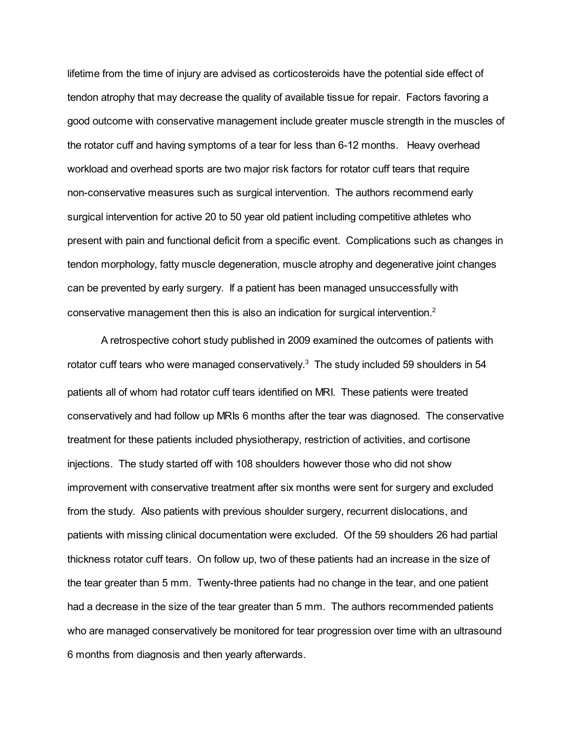lifetime from the time of injury are advised as corticosteroids have the potential side effect of tendon atrophy that may decrease the quality of available tissue for repair. Factors favoring a good outcome with conservative management include greater muscle strength in the muscles of the rotator cuff and having symptoms of a tear for less than 6-12 months. Heavy overhead workload and overhead sports are two major risk factors for rotator cuff tears that require non-conservative measures such as surgical intervention. The authors recommend early surgical intervention for active 20 to 50 year old patient including competitive athletes who present with pain and functional deficit from a specific event. Complications such as changes in tendon morphology, fatty muscle degeneration, muscle atrophy and degenerative joint changes can be prevented by early surgery. If a patient has been managed unsuccessfully with conservative management then this is also an indication for surgical intervention.[2]

A retrospective cohort study published in 2009 examined the outcomes of patients with rotator cuff tears who were managed conservatively.[3] The study included 59 shoulders in 54 patients all of whom had rotator cuff tears identified on MRI. These patients were treated conservatively and had follow up MRIs 6 months after the tear was diagnosed. The conservative treatment for these patients included physiotherapy, restriction of activities, and cortisone injections. The study started off with 108 shoulders however those who did not show improvement with conservative treatment after six months were sent for surgery and excluded from the study. Also patients with previous shoulder surgery, recurrent dislocations, and patients with missing clinical documentation were excluded. Of the 59 shoulders 26 had partial thickness rotator cuff tears. On follow up, two of these patients had an increase in the size of the tear greater than 5 mm. Twenty-three patients had no change in the tear, and one patient had a decrease in the size of the tear greater than 5 mm. The authors recommended patients who are managed conservatively be monitored for tear progression over time with an ultrasound 6 months from diagnosis and then yearly afterwards.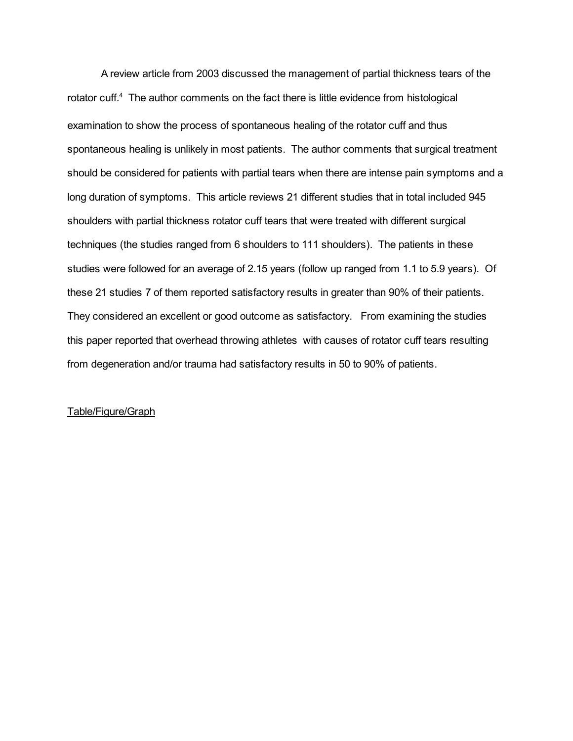A review article from 2003 discussed the management of partial thickness tears of the rotator cuff.[4] The author comments on the fact there is little evidence from histological examination to show the process of spontaneous healing of the rotator cuff and thus spontaneous healing is unlikely in most patients. The author comments that surgical treatment should be considered for patients with partial tears when there are intense pain symptoms and a long duration of symptoms. This article reviews 21 different studies that in total included 945 shoulders with partial thickness rotator cuff tears that were treated with different surgical techniques (the studies ranged from 6 shoulders to 111 shoulders). The patients in these studies were followed for an average of 2.15 years (follow up ranged from 1.1 to 5.9 years). Of these 21 studies 7 of them reported satisfactory results in greater than 90% of their patients. They considered an excellent or good outcome as satisfactory. From examining the studies this paper reported that overhead throwing athletes with causes of rotator cuff tears resulting from degeneration and/or trauma had satisfactory results in 50 to 90% of patients.

<u>Table/Figure/Graph</u>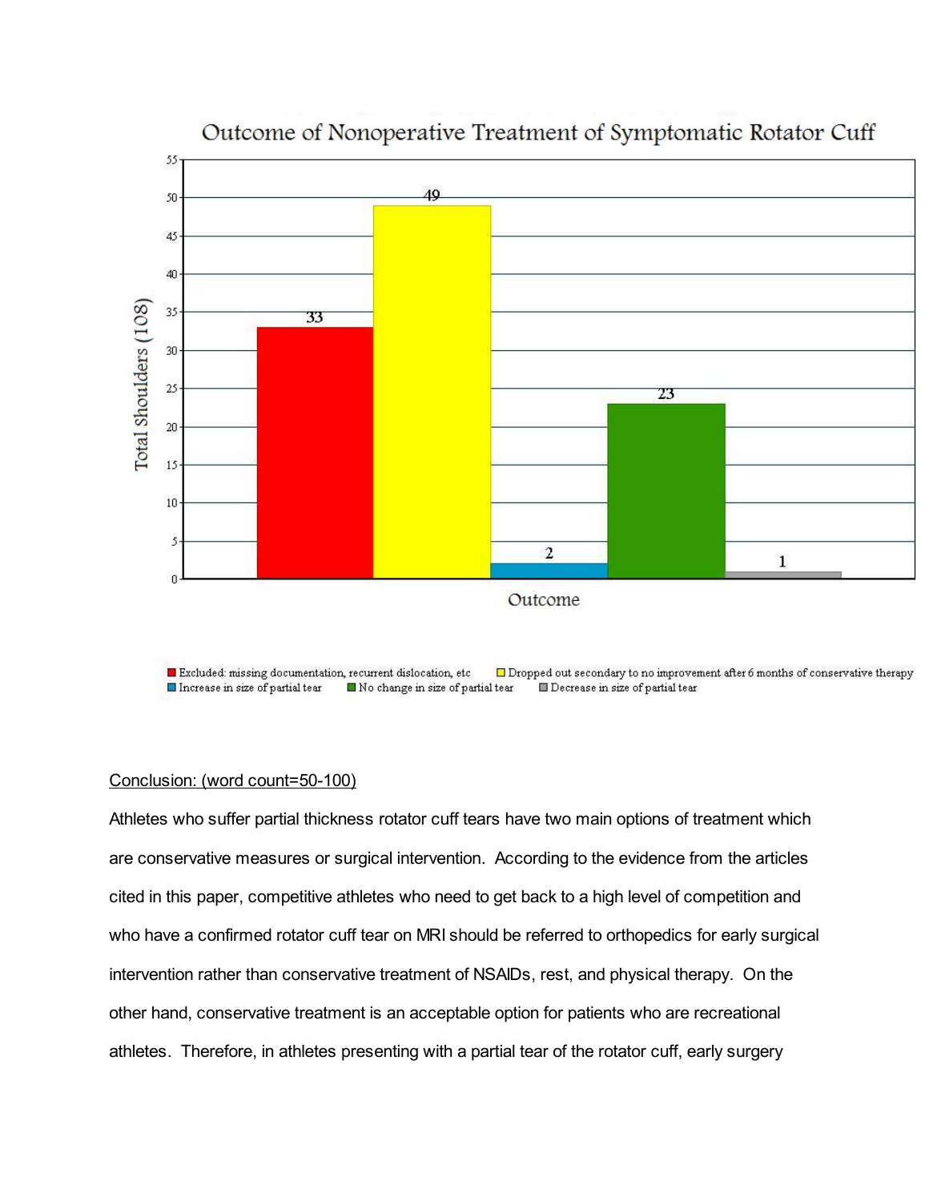Outcome of Nonoperative Treatment of Symptomatic Rotator Cuff

| Outcome | Total Shoulders (108) |
| --- | --- |
| Excluded: missing documentation, recurrent dislocation, etc | 33 |
| Dropped out secondary to no improvement after 6 months of conservative therapy | 49 |
| Increase in size of partial tear | 2 |
| No change in size of partial tear | 23 |
| Decrease in size of partial tear | 1 |

<u>Conclusion: (word count=50-100)</u>

Athletes who suffer partial thickness rotator cuff tears have two main options of treatment which are conservative measures or surgical intervention. According to the evidence from the articles cited in this paper, competitive athletes who need to get back to a high level of competition and who have a confirmed rotator cuff tear on MRI should be referred to orthopedics for early surgical intervention rather than conservative treatment of NSAIDs, rest, and physical therapy. On the other hand, conservative treatment is an acceptable option for patients who are recreational athletes. Therefore, in athletes presenting with a partial tear of the rotator cuff, early surgery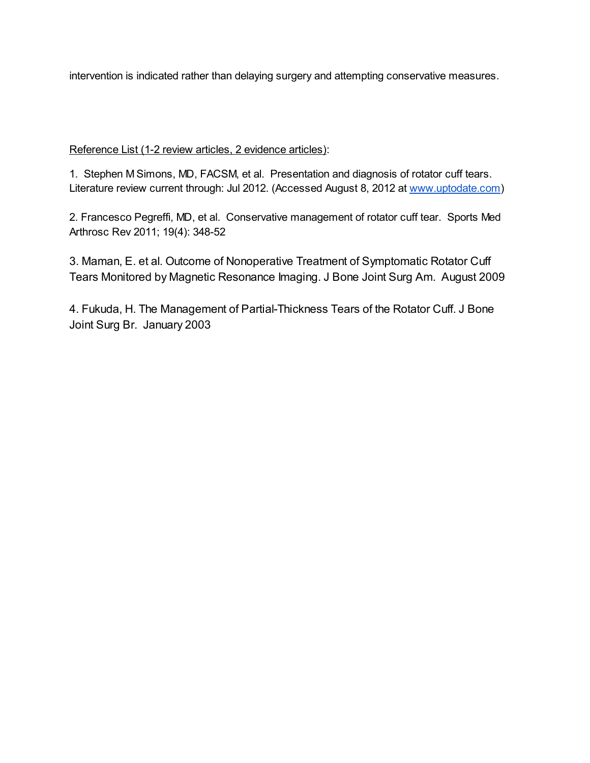intervention is indicated rather than delaying surgery and attempting conservative measures.

Reference List (1-2 review articles, 2 evidence articles):

1. Stephen M Simons, MD, FACSM, et al. Presentation and diagnosis of rotator cuff tears. Literature review current through: Jul 2012. (Accessed August 8, 2012 at www.uptodate.com)

2. Francesco Pegreffi, MD, et al. Conservative management of rotator cuff tear. Sports Med Arthrosc Rev 2011; 19(4): 348-52

3. Maman, E. et al. Outcome of Nonoperative Treatment of Symptomatic Rotator Cuff Tears Monitored by Magnetic Resonance Imaging. J Bone Joint Surg Am. August 2009

4. Fukuda, H. The Management of Partial-Thickness Tears of the Rotator Cuff. J Bone Joint Surg Br. January 2003